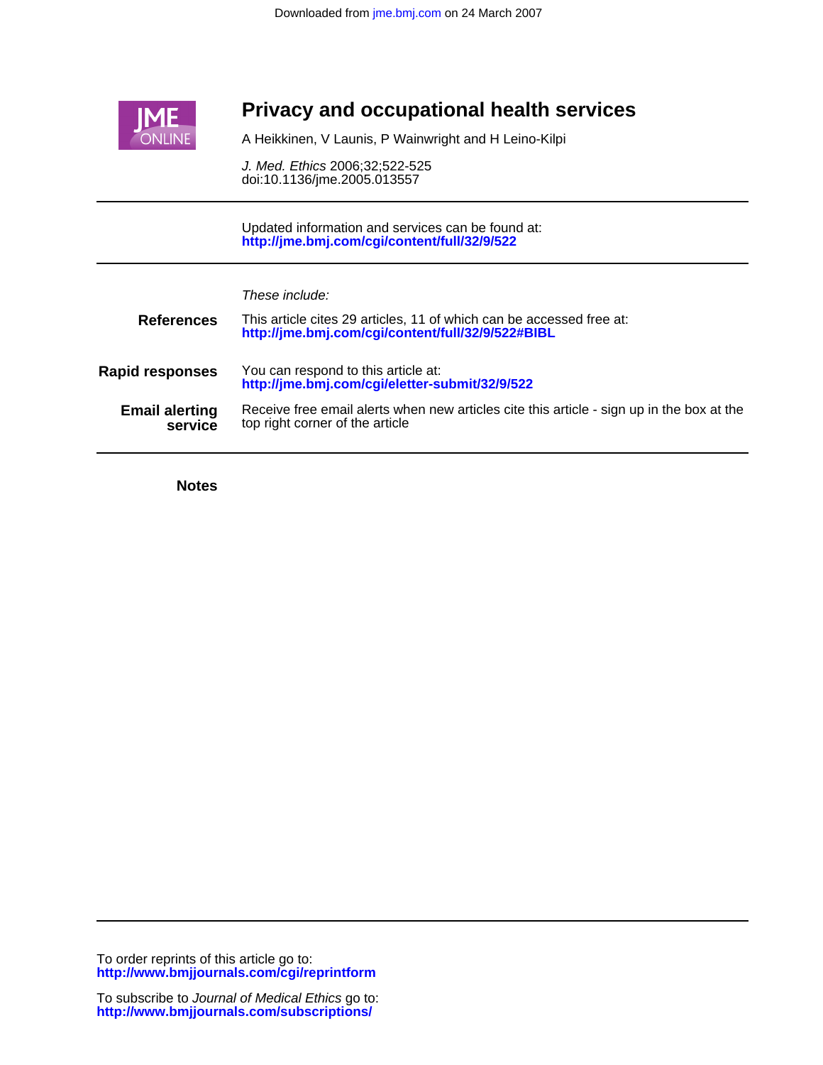Downloaded from jme.bmj.com on 24 March 2007

# Privacy and occupational health services

A Heikkinen, V Launis, P Wainwright and H Leino-Kilpi

*J. Med. Ethics* 2006;32;522-525
doi:10.1136/jme.2005.013557

Updated information and services can be found at:
**http://jme.bmj.com/cgi/content/full/32/9/522**

*These include:*

**References** This article cites 29 articles, 11 of which can be accessed free at:
**http://jme.bmj.com/cgi/content/full/32/9/522#BIBL**

**Rapid responses** You can respond to this article at:
**http://jme.bmj.com/cgi/eletter-submit/32/9/522**

**Email alerting service** Receive free email alerts when new articles cite this article - sign up in the box at the top right corner of the article

**Notes**

To order reprints of this article go to:
**http://www.bmjjournals.com/cgi/reprintform**

To subscribe to *Journal of Medical Ethics* go to:
**http://www.bmjjournals.com/subscriptions/**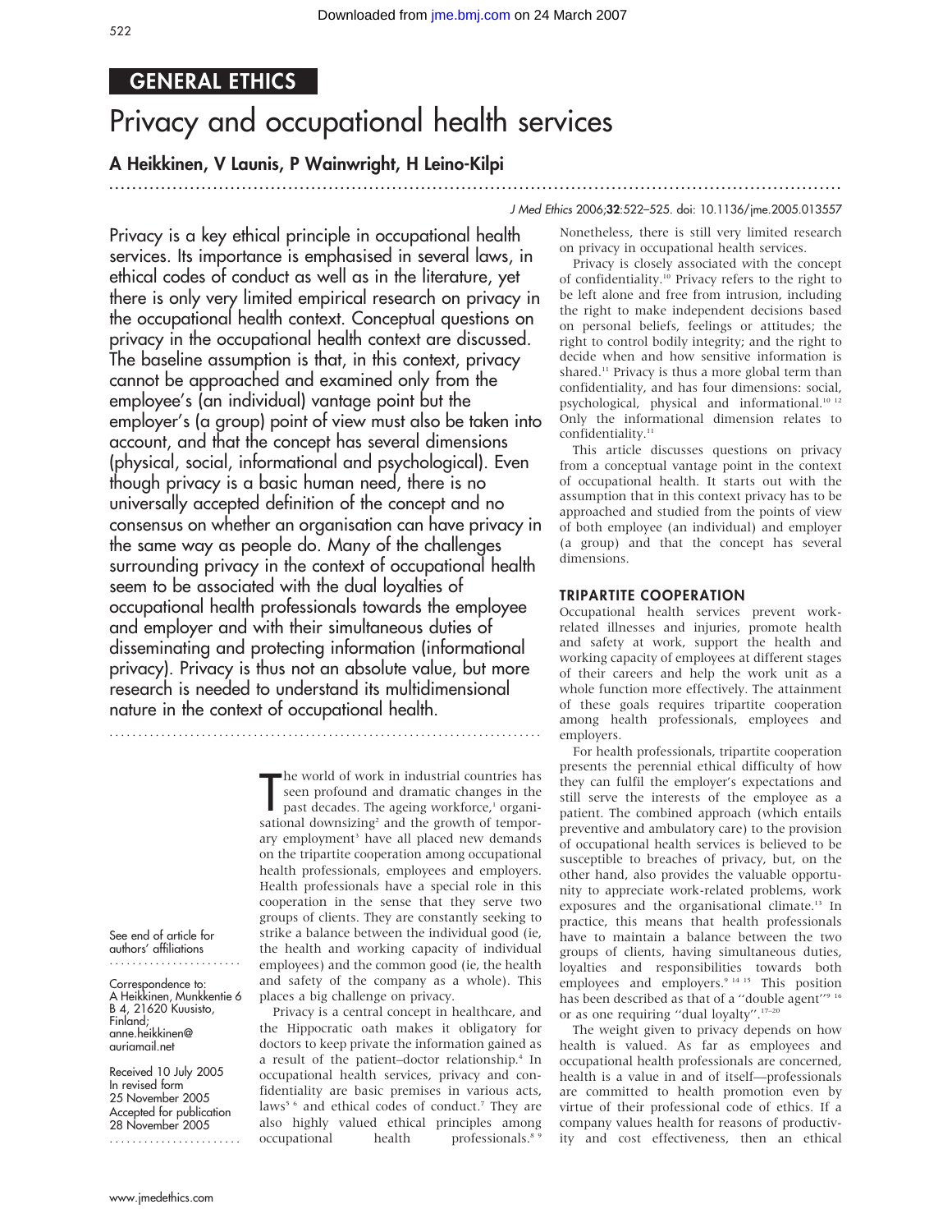# GENERAL ETHICS

# Privacy and occupational health services

## A Heikkinen, V Launis, P Wainwright, H Leino-Kilpi

**Privacy is a key ethical principle in occupational health services. Its importance is emphasised in several laws, in ethical codes of conduct as well as in the literature, yet there is only very limited empirical research on privacy in the occupational health context. Conceptual questions on privacy in the occupational health context are discussed. The baseline assumption is that, in this context, privacy cannot be approached and examined only from the employee's (an individual) vantage point but the employer's (a group) point of view must also be taken into account, and that the concept has several dimensions (physical, social, informational and psychological). Even though privacy is a basic human need, there is no universally accepted definition of the concept and no consensus on whether an organisation can have privacy in the same way as people do. Many of the challenges surrounding privacy in the context of occupational health seem to be associated with the dual loyalties of occupational health professionals towards the employee and employer and with their simultaneous duties of disseminating and protecting information (informational privacy). Privacy is thus not an absolute value, but more research is needed to understand its multidimensional nature in the context of occupational health.**

See end of article for authors' affiliations

Correspondence to: A Heikkinen, Munkkentie 6 B 4, 21620 Kuusisto, Finland; anne.heikkinen@auriamail.net

Received 10 July 2005
In revised form 25 November 2005
Accepted for publication 28 November 2005

The world of work in industrial countries has seen profound and dramatic changes in the past decades. The ageing workforce,[1] organisational downsizing[2] and the growth of temporary employment[3] have all placed new demands on the tripartite cooperation among occupational health professionals, employees and employers. Health professionals have a special role in this cooperation in the sense that they serve two groups of clients. They are constantly seeking to strike a balance between the individual good (ie, the health and working capacity of individual employees) and the common good (ie, the health and safety of the company as a whole). This places a big challenge on privacy.

Privacy is a central concept in healthcare, and the Hippocratic oath makes it obligatory for doctors to keep private the information gained as a result of the patient–doctor relationship.[4] In occupational health services, privacy and confidentiality are basic premises in various acts, laws[5 6] and ethical codes of conduct.[7] They are also highly valued ethical principles among occupational health professionals.[8 9] Nonetheless, there is still very limited research on privacy in occupational health services.

Privacy is closely associated with the concept of confidentiality.[10] Privacy refers to the right to be left alone and free from intrusion, including the right to make independent decisions based on personal beliefs, feelings or attitudes; the right to control bodily integrity; and the right to decide when and how sensitive information is shared.[11] Privacy is thus a more global term than confidentiality, and has four dimensions: social, psychological, physical and informational.[10 12] Only the informational dimension relates to confidentiality.[11]

This article discusses questions on privacy from a conceptual vantage point in the context of occupational health. It starts out with the assumption that in this context privacy has to be approached and studied from the points of view of both employee (an individual) and employer (a group) and that the concept has several dimensions.

### TRIPARTITE COOPERATION

Occupational health services prevent work-related illnesses and injuries, promote health and safety at work, support the health and working capacity of employees at different stages of their careers and help the work unit as a whole function more effectively. The attainment of these goals requires tripartite cooperation among health professionals, employees and employers.

For health professionals, tripartite cooperation presents the perennial ethical difficulty of how they can fulfil the employer's expectations and still serve the interests of the employee as a patient. The combined approach (which entails preventive and ambulatory care) to the provision of occupational health services is believed to be susceptible to breaches of privacy, but, on the other hand, also provides the valuable opportunity to appreciate work-related problems, work exposures and the organisational climate.[13] In practice, this means that health professionals have to maintain a balance between the two groups of clients, having simultaneous duties, loyalties and responsibilities towards both employees and employers.[9 14 15] This position has been described as that of a "double agent"[9 16] or as one requiring "dual loyalty".[17–20]

The weight given to privacy depends on how health is valued. As far as employees and occupational health professionals are concerned, health is a value in and of itself—professionals are committed to health promotion even by virtue of their professional code of ethics. If a company values health for reasons of productivity and cost effectiveness, then an ethical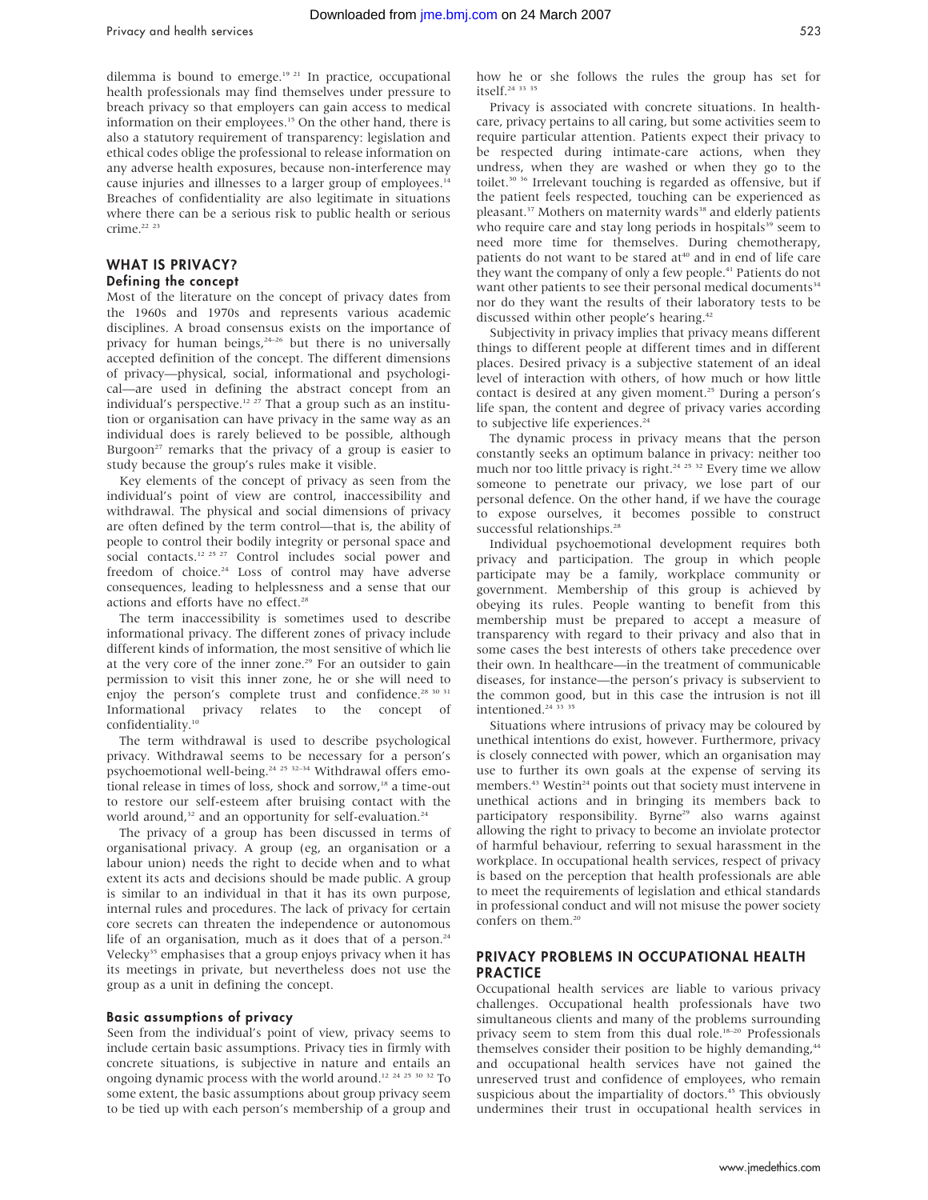dilemma is bound to emerge.[19 21] In practice, occupational health professionals may find themselves under pressure to breach privacy so that employers can gain access to medical information on their employees.[15] On the other hand, there is also a statutory requirement of transparency: legislation and ethical codes oblige the professional to release information on any adverse health exposures, because non-interference may cause injuries and illnesses to a larger group of employees.[14] Breaches of confidentiality are also legitimate in situations where there can be a serious risk to public health or serious crime.[22 23]

## WHAT IS PRIVACY?

### Defining the concept

Most of the literature on the concept of privacy dates from the 1960s and 1970s and represents various academic disciplines. A broad consensus exists on the importance of privacy for human beings,[24–26] but there is no universally accepted definition of the concept. The different dimensions of privacy—physical, social, informational and psychological—are used in defining the abstract concept from an individual's perspective.[12 27] That a group such as an institution or organisation can have privacy in the same way as an individual does is rarely believed to be possible, although Burgoon[27] remarks that the privacy of a group is easier to study because the group's rules make it visible.

Key elements of the concept of privacy as seen from the individual's point of view are control, inaccessibility and withdrawal. The physical and social dimensions of privacy are often defined by the term control—that is, the ability of people to control their bodily integrity or personal space and social contacts.[12 25 27] Control includes social power and freedom of choice.[24] Loss of control may have adverse consequences, leading to helplessness and a sense that our actions and efforts have no effect.[28]

The term inaccessibility is sometimes used to describe informational privacy. The different zones of privacy include different kinds of information, the most sensitive of which lie at the very core of the inner zone.[29] For an outsider to gain permission to visit this inner zone, he or she will need to enjoy the person's complete trust and confidence.[28 30 31] Informational privacy relates to the concept of confidentiality.[10]

The term withdrawal is used to describe psychological privacy. Withdrawal seems to be necessary for a person's psychoemotional well-being.[24 25 32–34] Withdrawal offers emotional release in times of loss, shock and sorrow,[18] a time-out to restore our self-esteem after bruising contact with the world around,[32] and an opportunity for self-evaluation.[24]

The privacy of a group has been discussed in terms of organisational privacy. A group (eg, an organisation or a labour union) needs the right to decide when and to what extent its acts and decisions should be made public. A group is similar to an individual in that it has its own purpose, internal rules and procedures. The lack of privacy for certain core secrets can threaten the independence or autonomous life of an organisation, much as it does that of a person.[24] Velecky[35] emphasises that a group enjoys privacy when it has its meetings in private, but nevertheless does not use the group as a unit in defining the concept.

### Basic assumptions of privacy

Seen from the individual's point of view, privacy seems to include certain basic assumptions. Privacy ties in firmly with concrete situations, is subjective in nature and entails an ongoing dynamic process with the world around.[12 24 25 30 32] To some extent, the basic assumptions about group privacy seem to be tied up with each person's membership of a group and how he or she follows the rules the group has set for itself.[24 33 35]

Privacy is associated with concrete situations. In health-care, privacy pertains to all caring, but some activities seem to require particular attention. Patients expect their privacy to be respected during intimate-care actions, when they undress, when they are washed or when they go to the toilet.[30 36] Irrelevant touching is regarded as offensive, but if the patient feels respected, touching can be experienced as pleasant.[37] Mothers on maternity wards[38] and elderly patients who require care and stay long periods in hospitals[39] seem to need more time for themselves. During chemotherapy, patients do not want to be stared at[40] and in end of life care they want the company of only a few people.[41] Patients do not want other patients to see their personal medical documents[34] nor do they want the results of their laboratory tests to be discussed within other people's hearing.[42]

Subjectivity in privacy implies that privacy means different things to different people at different times and in different places. Desired privacy is a subjective statement of an ideal level of interaction with others, of how much or how little contact is desired at any given moment.[25] During a person's life span, the content and degree of privacy varies according to subjective life experiences.[24]

The dynamic process in privacy means that the person constantly seeks an optimum balance in privacy: neither too much nor too little privacy is right.[24 25 32] Every time we allow someone to penetrate our privacy, we lose part of our personal defence. On the other hand, if we have the courage to expose ourselves, it becomes possible to construct successful relationships.[28]

Individual psychoemotional development requires both privacy and participation. The group in which people participate may be a family, workplace community or government. Membership of this group is achieved by obeying its rules. People wanting to benefit from this membership must be prepared to accept a measure of transparency with regard to their privacy and also that in some cases the best interests of others take precedence over their own. In healthcare—in the treatment of communicable diseases, for instance—the person's privacy is subservient to the common good, but in this case the intrusion is not ill intentioned.[24 33 35]

Situations where intrusions of privacy may be coloured by unethical intentions do exist, however. Furthermore, privacy is closely connected with power, which an organisation may use to further its own goals at the expense of serving its members.[43] Westin[24] points out that society must intervene in unethical actions and in bringing its members back to participatory responsibility. Byrne[29] also warns against allowing the right to privacy to become an inviolate protector of harmful behaviour, referring to sexual harassment in the workplace. In occupational health services, respect of privacy is based on the perception that health professionals are able to meet the requirements of legislation and ethical standards in professional conduct and will not misuse the power society confers on them.[20]

## PRIVACY PROBLEMS IN OCCUPATIONAL HEALTH PRACTICE

Occupational health services are liable to various privacy challenges. Occupational health professionals have two simultaneous clients and many of the problems surrounding privacy seem to stem from this dual role.[18–20] Professionals themselves consider their position to be highly demanding,[44] and occupational health services have not gained the unreserved trust and confidence of employees, who remain suspicious about the impartiality of doctors.[45] This obviously undermines their trust in occupational health services in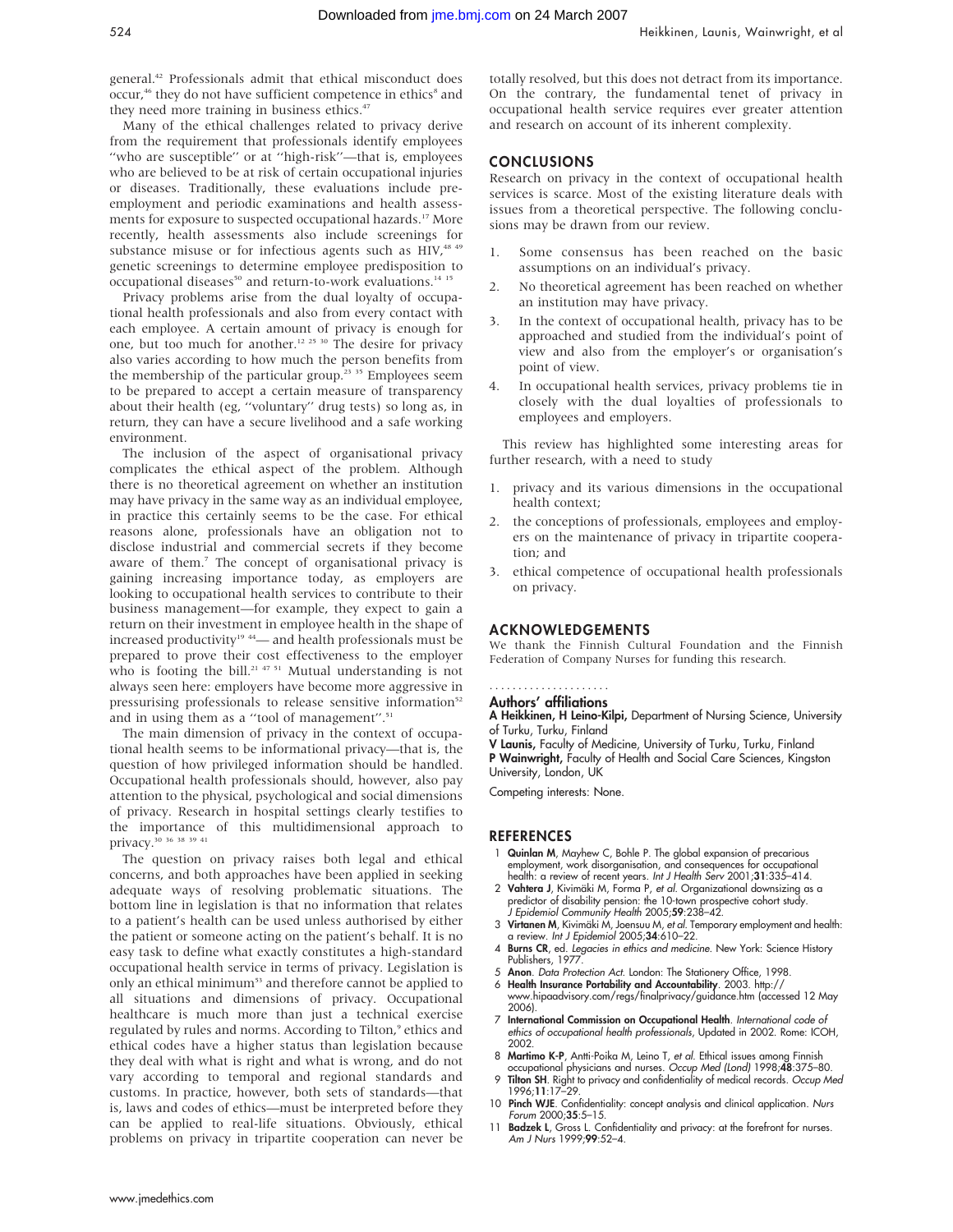general.[42] Professionals admit that ethical misconduct does occur,[46] they do not have sufficient competence in ethics[8] and they need more training in business ethics.[47]

Many of the ethical challenges related to privacy derive from the requirement that professionals identify employees "who are susceptible" or at "high-risk"—that is, employees who are believed to be at risk of certain occupational injuries or diseases. Traditionally, these evaluations include pre-employment and periodic examinations and health assessments for exposure to suspected occupational hazards.[17] More recently, health assessments also include screenings for substance misuse or for infectious agents such as HIV,[48 49] genetic screenings to determine employee predisposition to occupational diseases[50] and return-to-work evaluations.[14 15]

Privacy problems arise from the dual loyalty of occupational health professionals and also from every contact with each employee. A certain amount of privacy is enough for one, but too much for another.[12 25 30] The desire for privacy also varies according to how much the person benefits from the membership of the particular group.[23 35] Employees seem to be prepared to accept a certain measure of transparency about their health (eg, "voluntary" drug tests) so long as, in return, they can have a secure livelihood and a safe working environment.

The inclusion of the aspect of organisational privacy complicates the ethical aspect of the problem. Although there is no theoretical agreement on whether an institution may have privacy in the same way as an individual employee, in practice this certainly seems to be the case. For ethical reasons alone, professionals have an obligation not to disclose industrial and commercial secrets if they become aware of them.[7] The concept of organisational privacy is gaining increasing importance today, as employers are looking to occupational health services to contribute to their business management—for example, they expect to gain a return on their investment in employee health in the shape of increased productivity[19 44]— and health professionals must be prepared to prove their cost effectiveness to the employer who is footing the bill.[21 47 51] Mutual understanding is not always seen here: employers have become more aggressive in pressurising professionals to release sensitive information[52] and in using them as a "tool of management".[51]

The main dimension of privacy in the context of occupational health seems to be informational privacy—that is, the question of how privileged information should be handled. Occupational health professionals should, however, also pay attention to the physical, psychological and social dimensions of privacy. Research in hospital settings clearly testifies to the importance of this multidimensional approach to privacy.[30 36 38 39 41]

The question on privacy raises both legal and ethical concerns, and both approaches have been applied in seeking adequate ways of resolving problematic situations. The bottom line in legislation is that no information that relates to a patient's health can be used unless authorised by either the patient or someone acting on the patient's behalf. It is no easy task to define what exactly constitutes a high-standard occupational health service in terms of privacy. Legislation is only an ethical minimum[53] and therefore cannot be applied to all situations and dimensions of privacy. Occupational healthcare is much more than just a technical exercise regulated by rules and norms. According to Tilton,[9] ethics and ethical codes have a higher status than legislation because they deal with what is right and what is wrong, and do not vary according to temporal and regional standards and customs. In practice, however, both sets of standards—that is, laws and codes of ethics—must be interpreted before they can be applied to real-life situations. Obviously, ethical problems on privacy in tripartite cooperation can never be totally resolved, but this does not detract from its importance. On the contrary, the fundamental tenet of privacy in occupational health service requires ever greater attention and research on account of its inherent complexity.

## CONCLUSIONS

Research on privacy in the context of occupational health services is scarce. Most of the existing literature deals with issues from a theoretical perspective. The following conclusions may be drawn from our review.

1. Some consensus has been reached on the basic assumptions on an individual's privacy.
2. No theoretical agreement has been reached on whether an institution may have privacy.
3. In the context of occupational health, privacy has to be approached and studied from the individual's point of view and also from the employer's or organisation's point of view.
4. In occupational health services, privacy problems tie in closely with the dual loyalties of professionals to employees and employers.

This review has highlighted some interesting areas for further research, with a need to study

1. privacy and its various dimensions in the occupational health context;
2. the conceptions of professionals, employees and employers on the maintenance of privacy in tripartite cooperation; and
3. ethical competence of occupational health professionals on privacy.

## ACKNOWLEDGEMENTS

We thank the Finnish Cultural Foundation and the Finnish Federation of Company Nurses for funding this research.

### Authors' affiliations

**A Heikkinen, H Leino-Kilpi,** Department of Nursing Science, University of Turku, Turku, Finland
**V Launis,** Faculty of Medicine, University of Turku, Turku, Finland
**P Wainwright,** Faculty of Health and Social Care Sciences, Kingston University, London, UK

Competing interests: None.

## REFERENCES

1. **Quinlan M**, Mayhew C, Bohle P. The global expansion of precarious employment, work disorganisation, and consequences for occupational health: a review of recent years. *Int J Health Serv* 2001;**31**:335–414.
2. **Vahtera J**, Kivimäki M, Forma P, *et al*. Organizational downsizing as a predictor of disability pension: the 10-town prospective cohort study. *J Epidemiol Community Health* 2005;**59**:238–42.
3. **Virtanen M**, Kivimäki M, Joensuu M, *et al*. Temporary employment and health: a review. *Int J Epidemiol* 2005;**34**:610–22.
4. **Burns CR**, ed. *Legacies in ethics and medicine*. New York: Science History Publishers, 1977.
5. **Anon**. *Data Protection Act*. London: The Stationery Office, 1998.
6. **Health Insurance Portability and Accountability**. 2003. http://www.hipaadvisory.com/regs/finalprivacy/guidance.htm (accessed 12 May 2006).
7. **International Commission on Occupational Health**. *International code of ethics of occupational health professionals*, Updated in 2002. Rome: ICOH, 2002.
8. **Martimo K-P**, Antti-Poika M, Leino T, *et al*. Ethical issues among Finnish occupational physicians and nurses. *Occup Med (Lond)* 1998;**48**:375–80.
9. **Tilton SH**. Right to privacy and confidentiality of medical records. *Occup Med* 1996;**11**:17–29.
10. **Pinch WJE**. Confidentiality: concept analysis and clinical application. *Nurs Forum* 2000;**35**:5–15.
11. **Badzek L**, Gross L. Confidentiality and privacy: at the forefront for nurses. *Am J Nurs* 1999;**99**:52–4.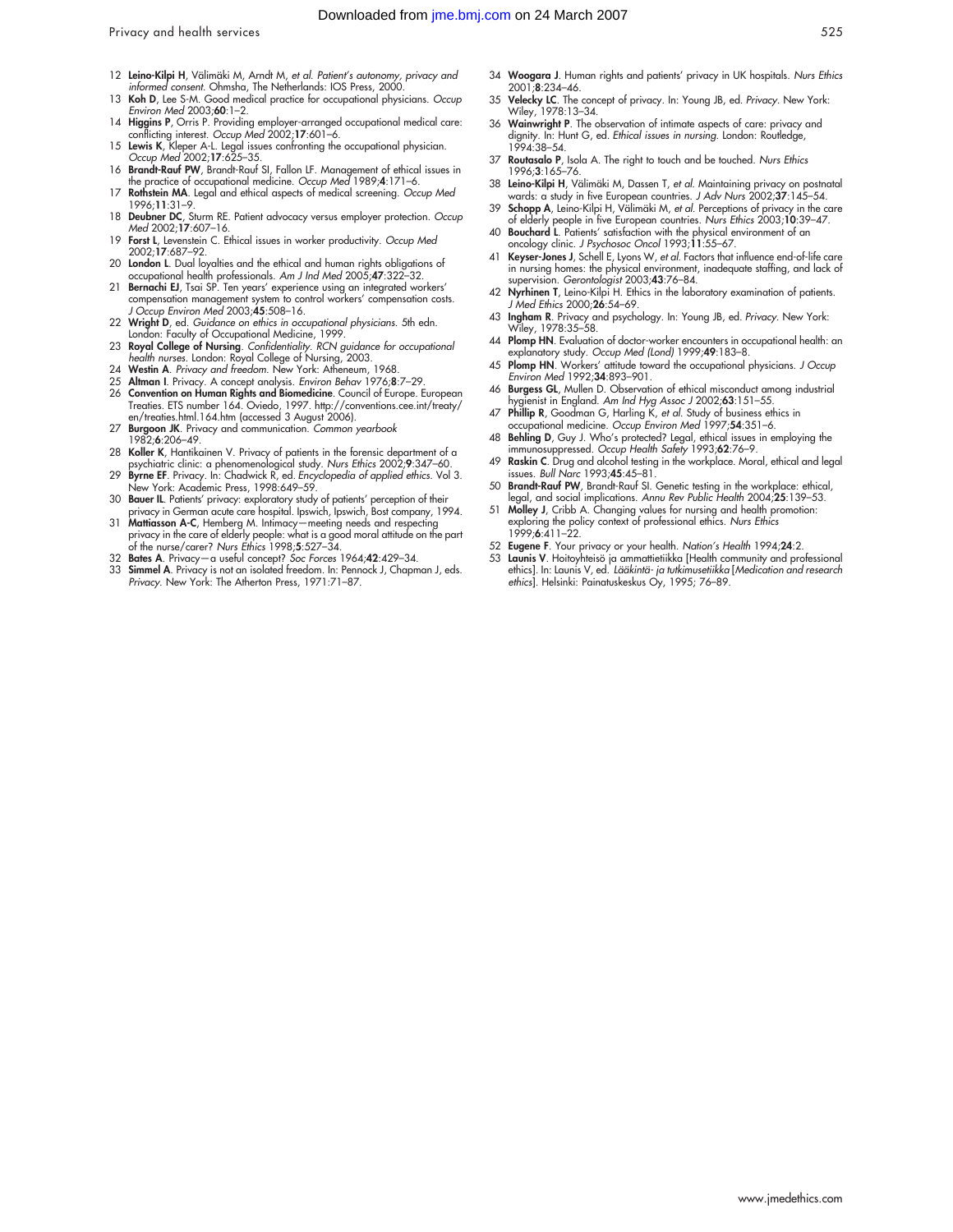12 **Leino-Kilpi H**, Välimäki M, Arndt M, *et al. Patient's autonomy, privacy and informed consent*. Ohmsha, The Netherlands: IOS Press, 2000.
13 **Koh D**, Lee S-M. Good medical practice for occupational physicians. *Occup Environ Med* 2003;**60**:1–2.
14 **Higgins P**, Orris P. Providing employer-arranged occupational medical care: conflicting interest. *Occup Med* 2002;**17**:601–6.
15 **Lewis K**, Kleper A-L. Legal issues confronting the occupational physician. *Occup Med* 2002;**17**:625–35.
16 **Brandt-Rauf PW**, Brandt-Rauf SI, Fallon LF. Management of ethical issues in the practice of occupational medicine. *Occup Med* 1989;**4**:171–6.
17 **Rothstein MA**. Legal and ethical aspects of medical screening. *Occup Med* 1996;**11**:31–9.
18 **Deubner DC**, Sturm RE. Patient advocacy versus employer protection. *Occup Med* 2002;**17**:607–16.
19 **Forst L**, Levenstein C. Ethical issues in worker productivity. *Occup Med* 2002;**17**:687–92.
20 **London L**. Dual loyalties and the ethical and human rights obligations of occupational health professionals. *Am J Ind Med* 2005;**47**:322–32.
21 **Bernachi EJ**, Tsai SP. Ten years' experience using an integrated workers' compensation management system to control workers' compensation costs. *J Occup Environ Med* 2003;**45**:508–16.
22 **Wright D**, ed. *Guidance on ethics in occupational physicians*. 5th edn. London: Faculty of Occupational Medicine, 1999.
23 **Royal College of Nursing**. *Confidentiality. RCN guidance for occupational health nurses*. London: Royal College of Nursing, 2003.
24 **Westin A**. *Privacy and freedom*. New York: Atheneum, 1968.
25 **Altman I**. Privacy. A concept analysis. *Environ Behav* 1976;**8**:7–29.
26 **Convention on Human Rights and Biomedicine**. Council of Europe. European Treaties. ETS number 164. Oviedo, 1997. http://conventions.cee.int/treaty/en/treaties.html.164.htm (accessed 3 August 2006).
27 **Burgoon JK**. Privacy and communication. *Common yearbook* 1982;**6**:206–49.
28 **Koller K**, Hantikainen V. Privacy of patients in the forensic department of a psychiatric clinic: a phenomenological study. *Nurs Ethics* 2002;**9**:347–60.
29 **Byrne EF**. Privacy. In: Chadwick R, ed. *Encyclopedia of applied ethics*. Vol 3. New York: Academic Press, 1998:649–59.
30 **Bauer IL**. Patients' privacy: exploratory study of patients' perception of their privacy in German acute care hospital. Ipswich, Ipswich, Bost company, 1994.
31 **Mattiasson A-C**, Hemberg M. Intimacy—meeting needs and respecting privacy in the care of elderly people: what is a good moral attitude on the part of the nurse/carer? *Nurs Ethics* 1998;**5**:527–34.
32 **Bates A**. Privacy—a useful concept? *Soc Forces* 1964;**42**:429–34.
33 **Simmel A**. Privacy is not an isolated freedom. In: Pennock J, Chapman J, eds. *Privacy*. New York: The Atherton Press, 1971:71–87.
34 **Woogara J**. Human rights and patients' privacy in UK hospitals. *Nurs Ethics* 2001;**8**:234–46.
35 **Velecky LC**. The concept of privacy. In: Young JB, ed. *Privacy*. New York: Wiley, 1978:13–34.
36 **Wainwright P**. The observation of intimate aspects of care: privacy and dignity. In: Hunt G, ed. *Ethical issues in nursing*. London: Routledge, 1994:38–54.
37 **Routasalo P**, Isola A. The right to touch and be touched. *Nurs Ethics* 1996;**3**:165–76.
38 **Leino-Kilpi H**, Välimäki M, Dassen T, *et al*. Maintaining privacy on postnatal wards: a study in five European countries. *J Adv Nurs* 2002;**37**:145–54.
39 **Schopp A**, Leino-Kilpi H, Välimäki M, *et al*. Perceptions of privacy in the care of elderly people in five European countries. *Nurs Ethics* 2003;**10**:39–47.
40 **Bouchard L**. Patients' satisfaction with the physical environment of an oncology clinic. *J Psychosoc Oncol* 1993;**11**:55–67.
41 **Keyser-Jones J**, Schell E, Lyons W, *et al*. Factors that influence end-of-life care in nursing homes: the physical environment, inadequate staffing, and lack of supervision. *Gerontologist* 2003;**43**:76–84.
42 **Nyrhinen T**, Leino-Kilpi H. Ethics in the laboratory examination of patients. *J Med Ethics* 2000;**26**:54–69.
43 **Ingham R**. Privacy and psychology. In: Young JB, ed. *Privacy*. New York: Wiley, 1978:35–58.
44 **Plomp HN**. Evaluation of doctor-worker encounters in occupational health: an explanatory study. *Occup Med (Lond)* 1999;**49**:183–8.
45 **Plomp HN**. Workers' attitude toward the occupational physicians. *J Occup Environ Med* 1992;**34**:893–901.
46 **Burgess GL**, Mullen D. Observation of ethical misconduct among industrial hygienist in England. *Am Ind Hyg Assoc J* 2002;**63**:151–55.
47 **Phillip R**, Goodman G, Harling K, *et al*. Study of business ethics in occupational medicine. *Occup Environ Med* 1997;**54**:351–6.
48 **Behling D**, Guy J. Who's protected? Legal, ethical issues in employing the immunosuppressed. *Occup Health Safety* 1993;**62**:76–9.
49 **Raskin C**. Drug and alcohol testing in the workplace. Moral, ethical and legal issues. *Bull Narc* 1993;**45**:45–81.
50 **Brandt-Rauf PW**, Brandt-Rauf SI. Genetic testing in the workplace: ethical, legal, and social implications. *Annu Rev Public Health* 2004;**25**:139–53.
51 **Molley J**, Cribb A. Changing values for nursing and health promotion: exploring the policy context of professional ethics. *Nurs Ethics* 1999;**6**:411–22.
52 **Eugene F**. Your privacy or your health. *Nation's Health* 1994;**24**:2.
53 **Launis V**. Hoitoyhteisö ja ammattietiikka [Health community and professional ethics]. In: Launis V, ed. *Lääkintä- ja tutkimusetiikka* [*Medication and research ethics*]. Helsinki: Painatuskeskus Oy, 1995; 76–89.